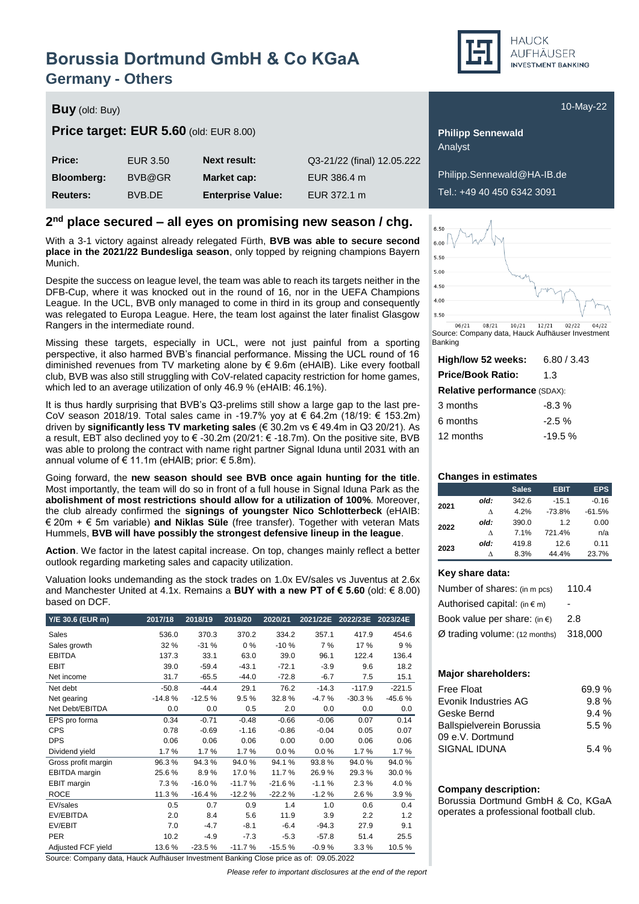# Borussia Dortmund GmbH & Co KGaA

## Germany - Others

**Buy** (old: Buy)

10-May-22

**Price target: EUR 5.60** (old: EUR 8.00)

| | | | |
|---|---|---|---|
| **Price:** | EUR 3.50 | **Next result:** | Q3-21/22 (final) 12.05.222 |
| **Bloomberg:** | BVB@GR | **Market cap:** | EUR 386.4 m |
| **Reuters:** | BVB.DE | **Enterprise Value:** | EUR 372.1 m |

**Philipp Sennewald**
Analyst

Philipp.Sennewald@HA-IB.de
Tel.: +49 40 450 6342 3091

## 2nd place secured – all eyes on promising new season / chg.

With a 3-1 victory against already relegated Fürth, **BVB was able to secure second place in the 2021/22 Bundesliga season**, only topped by reigning champions Bayern Munich.

Despite the success on league level, the team was able to reach its targets neither in the DFB-Cup, where it was knocked out in the round of 16, nor in the UEFA Champions League. In the UCL, BVB only managed to come in third in its group and consequently was relegated to Europa League. Here, the team lost against the later finalist Glasgow Rangers in the intermediate round.

Missing these targets, especially in UCL, were not just painful from a sporting perspective, it also harmed BVB's financial performance. Missing the UCL round of 16 diminished revenues from TV marketing alone by € 9.6m (eHAIB). Like every football club, BVB was also still struggling with CoV-related capacity restriction for home games, which led to an average utilization of only 46.9 % (eHAIB: 46.1%).

It is thus hardly surprising that BVB's Q3-prelims still show a large gap to the last pre-CoV season 2018/19. Total sales came in -19.7% yoy at € 64.2m (18/19: € 153.2m) driven by **significantly less TV marketing sales** (€ 30.2m vs € 49.4m in Q3 20/21). As a result, EBT also declined yoy to € -30.2m (20/21: € -18.7m). On the positive site, BVB was able to prolong the contract with name right partner Signal Iduna until 2031 with an annual volume of € 11.1m (eHAIB; prior: € 5.8m).

Going forward, the **new season should see BVB once again hunting for the title**. Most importantly, the team will do so in front of a full house in Signal Iduna Park as the **abolishment of most restrictions should allow for a utilization of 100%**. Moreover, the club already confirmed the **signings of youngster Nico Schlotterbeck** (eHAIB: € 20m + € 5m variable) **and Niklas Süle** (free transfer). Together with veteran Mats Hummels, **BVB will have possibly the strongest defensive lineup in the league**.

**Action**. We factor in the latest capital increase. On top, changes mainly reflect a better outlook regarding marketing sales and capacity utilization.

Valuation looks undemanding as the stock trades on 1.0x EV/sales vs Juventus at 2.6x and Manchester United at 4.1x. Remains a **BUY with a new PT of € 5.60** (old: € 8.00) based on DCF.

| Y/E 30.6 (EUR m) | 2017/18 | 2018/19 | 2019/20 | 2020/21 | 2021/22E | 2022/23E | 2023/24E |
|---|---|---|---|---|---|---|---|
| Sales | 536.0 | 370.3 | 370.2 | 334.2 | 357.1 | 417.9 | 454.6 |
| Sales growth | 32 % | -31 % | 0 % | -10 % | 7 % | 17 % | 9 % |
| EBITDA | 137.3 | 33.1 | 63.0 | 39.0 | 96.1 | 122.4 | 136.4 |
| EBIT | 39.0 | -59.4 | -43.1 | -72.1 | -3.9 | 9.6 | 18.2 |
| Net income | 31.7 | -65.5 | -44.0 | -72.8 | -6.7 | 7.5 | 15.1 |
| Net debt | -50.8 | -44.4 | 29.1 | 76.2 | -14.3 | -117.9 | -221.5 |
| Net gearing | -14.8 % | -12.5 % | 9.5 % | 32.8 % | -4.7 % | -30.3 % | -45.6 % |
| Net Debt/EBITDA | 0.0 | 0.0 | 0.5 | 2.0 | 0.0 | 0.0 | 0.0 |
| EPS pro forma | 0.34 | -0.71 | -0.48 | -0.66 | -0.06 | 0.07 | 0.14 |
| CPS | 0.78 | -0.69 | -1.16 | -0.86 | -0.04 | 0.05 | 0.07 |
| DPS | 0.06 | 0.06 | 0.06 | 0.00 | 0.00 | 0.06 | 0.06 |
| Dividend yield | 1.7 % | 1.7 % | 1.7 % | 0.0 % | 0.0 % | 1.7 % | 1.7 % |
| Gross profit margin | 96.3 % | 94.3 % | 94.0 % | 94.1 % | 93.8 % | 94.0 % | 94.0 % |
| EBITDA margin | 25.6 % | 8.9 % | 17.0 % | 11.7 % | 26.9 % | 29.3 % | 30.0 % |
| EBIT margin | 7.3 % | -16.0 % | -11.7 % | -21.6 % | -1.1 % | 2.3 % | 4.0 % |
| ROCE | 11.3 % | -16.4 % | -12.2 % | -22.2 % | -1.2 % | 2.6 % | 3.9 % |
| EV/sales | 0.5 | 0.7 | 0.9 | 1.4 | 1.0 | 0.6 | 0.4 |
| EV/EBITDA | 2.0 | 8.4 | 5.6 | 11.9 | 3.9 | 2.2 | 1.2 |
| EV/EBIT | 7.0 | -4.7 | -8.1 | -6.4 | -94.3 | 27.9 | 9.1 |
| PER | 10.2 | -4.9 | -7.3 | -5.3 | -57.8 | 51.4 | 25.5 |
| Adjusted FCF yield | 13.6 % | -23.5 % | -11.7 % | -15.5 % | -0.9 % | 3.3 % | 10.5 % |

Source: Company data, Hauck Aufhäuser Investment Banking Close price as of: 09.05.2022

Source: Company data, Hauck Aufhäuser Investment Banking

| | |
|---|---|
| **High/low 52 weeks:** | 6.80 / 3.43 |
| **Price/Book Ratio:** | 1.3 |
| **Relative performance** (SDAX): | |
| 3 months | -8.3 % |
| 6 months | -2.5 % |
| 12 months | -19.5 % |

### Changes in estimates

| | | Sales | EBIT | EPS |
|---|---|---|---|---|
| 2021 | old: | 342.6 | -15.1 | -0.16 |
| | Δ | 4.2% | -73.8% | -61.5% |
| 2022 | old: | 390.0 | 1.2 | 0.00 |
| | Δ | 7.1% | 721.4% | n/a |
| 2023 | old: | 419.8 | 12.6 | 0.11 |
| | Δ | 8.3% | 44.4% | 23.7% |

### Key share data:

| | |
|---|---|
| Number of shares: (in m pcs) | 110.4 |
| Authorised capital: (in € m) | - |
| Book value per share: (in €) | 2.8 |
| Ø trading volume: (12 months) | 318,000 |

### Major shareholders:

| | |
|---|---|
| Free Float | 69.9 % |
| Evonik Industries AG | 9.8 % |
| Geske Bernd | 9.4 % |
| Ballspielverein Borussia 09 e.V. Dortmund | 5.5 % |
| SIGNAL IDUNA | 5.4 % |

### Company description:

Borussia Dortmund GmbH & Co, KGaA operates a professional football club.

*Please refer to important disclosures at the end of the report*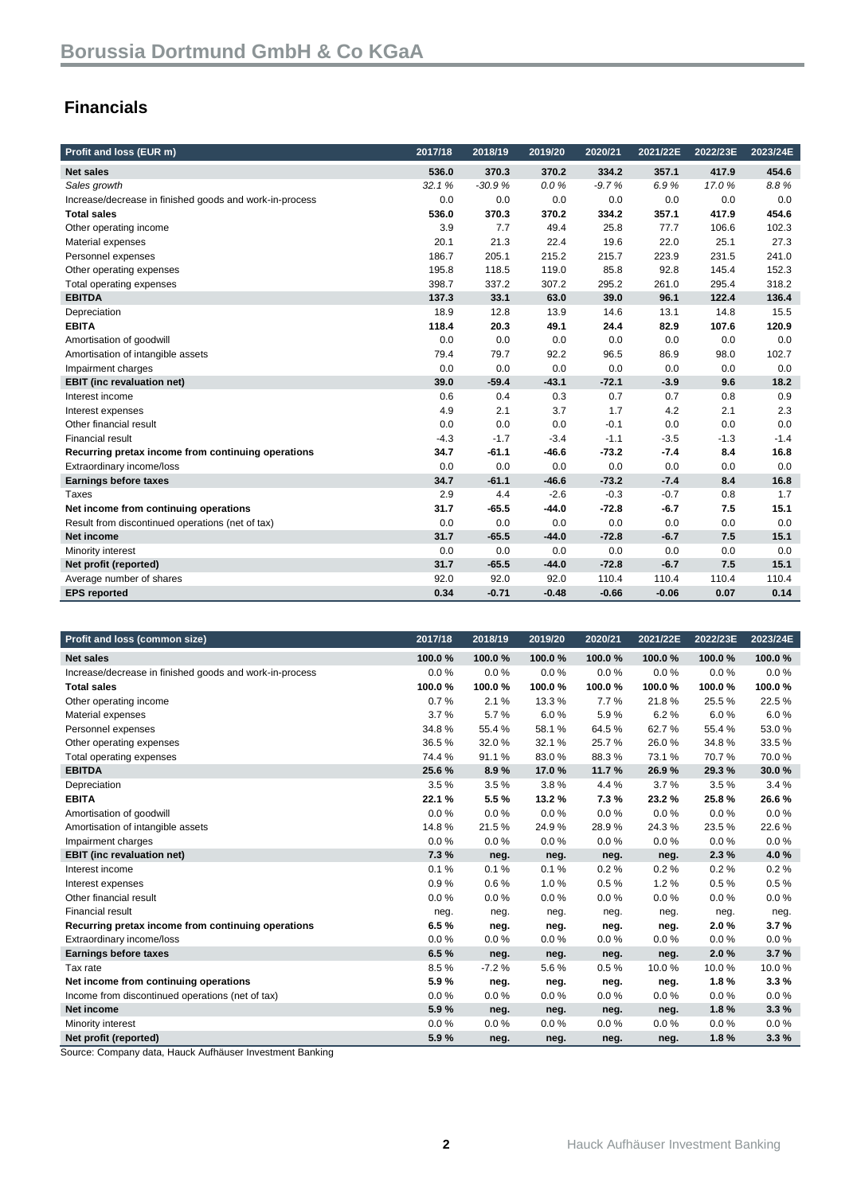# Borussia Dortmund GmbH & Co KGaA

## Financials

| Profit and loss (EUR m) | 2017/18 | 2018/19 | 2019/20 | 2020/21 | 2021/22E | 2022/23E | 2023/24E |
|---|---|---|---|---|---|---|---|
| **Net sales** | **536.0** | **370.3** | **370.2** | **334.2** | **357.1** | **417.9** | **454.6** |
| *Sales growth* | *32.1 %* | *-30.9 %* | *0.0 %* | *-9.7 %* | *6.9 %* | *17.0 %* | *8.8 %* |
| Increase/decrease in finished goods and work-in-process | 0.0 | 0.0 | 0.0 | 0.0 | 0.0 | 0.0 | 0.0 |
| **Total sales** | **536.0** | **370.3** | **370.2** | **334.2** | **357.1** | **417.9** | **454.6** |
| Other operating income | 3.9 | 7.7 | 49.4 | 25.8 | 77.7 | 106.6 | 102.3 |
| Material expenses | 20.1 | 21.3 | 22.4 | 19.6 | 22.0 | 25.1 | 27.3 |
| Personnel expenses | 186.7 | 205.1 | 215.2 | 215.7 | 223.9 | 231.5 | 241.0 |
| Other operating expenses | 195.8 | 118.5 | 119.0 | 85.8 | 92.8 | 145.4 | 152.3 |
| Total operating expenses | 398.7 | 337.2 | 307.2 | 295.2 | 261.0 | 295.4 | 318.2 |
| **EBITDA** | **137.3** | **33.1** | **63.0** | **39.0** | **96.1** | **122.4** | **136.4** |
| Depreciation | 18.9 | 12.8 | 13.9 | 14.6 | 13.1 | 14.8 | 15.5 |
| **EBITA** | **118.4** | **20.3** | **49.1** | **24.4** | **82.9** | **107.6** | **120.9** |
| Amortisation of goodwill | 0.0 | 0.0 | 0.0 | 0.0 | 0.0 | 0.0 | 0.0 |
| Amortisation of intangible assets | 79.4 | 79.7 | 92.2 | 96.5 | 86.9 | 98.0 | 102.7 |
| Impairment charges | 0.0 | 0.0 | 0.0 | 0.0 | 0.0 | 0.0 | 0.0 |
| **EBIT (inc revaluation net)** | **39.0** | **-59.4** | **-43.1** | **-72.1** | **-3.9** | **9.6** | **18.2** |
| Interest income | 0.6 | 0.4 | 0.3 | 0.7 | 0.7 | 0.8 | 0.9 |
| Interest expenses | 4.9 | 2.1 | 3.7 | 1.7 | 4.2 | 2.1 | 2.3 |
| Other financial result | 0.0 | 0.0 | 0.0 | -0.1 | 0.0 | 0.0 | 0.0 |
| Financial result | -4.3 | -1.7 | -3.4 | -1.1 | -3.5 | -1.3 | -1.4 |
| **Recurring pretax income from continuing operations** | **34.7** | **-61.1** | **-46.6** | **-73.2** | **-7.4** | **8.4** | **16.8** |
| Extraordinary income/loss | 0.0 | 0.0 | 0.0 | 0.0 | 0.0 | 0.0 | 0.0 |
| **Earnings before taxes** | **34.7** | **-61.1** | **-46.6** | **-73.2** | **-7.4** | **8.4** | **16.8** |
| Taxes | 2.9 | 4.4 | -2.6 | -0.3 | -0.7 | 0.8 | 1.7 |
| **Net income from continuing operations** | **31.7** | **-65.5** | **-44.0** | **-72.8** | **-6.7** | **7.5** | **15.1** |
| Result from discontinued operations (net of tax) | 0.0 | 0.0 | 0.0 | 0.0 | 0.0 | 0.0 | 0.0 |
| **Net income** | **31.7** | **-65.5** | **-44.0** | **-72.8** | **-6.7** | **7.5** | **15.1** |
| Minority interest | 0.0 | 0.0 | 0.0 | 0.0 | 0.0 | 0.0 | 0.0 |
| **Net profit (reported)** | **31.7** | **-65.5** | **-44.0** | **-72.8** | **-6.7** | **7.5** | **15.1** |
| Average number of shares | 92.0 | 92.0 | 92.0 | 110.4 | 110.4 | 110.4 | 110.4 |
| **EPS reported** | **0.34** | **-0.71** | **-0.48** | **-0.66** | **-0.06** | **0.07** | **0.14** |

| Profit and loss (common size) | 2017/18 | 2018/19 | 2019/20 | 2020/21 | 2021/22E | 2022/23E | 2023/24E |
|---|---|---|---|---|---|---|---|
| **Net sales** | **100.0 %** | **100.0 %** | **100.0 %** | **100.0 %** | **100.0 %** | **100.0 %** | **100.0 %** |
| Increase/decrease in finished goods and work-in-process | 0.0 % | 0.0 % | 0.0 % | 0.0 % | 0.0 % | 0.0 % | 0.0 % |
| **Total sales** | **100.0 %** | **100.0 %** | **100.0 %** | **100.0 %** | **100.0 %** | **100.0 %** | **100.0 %** |
| Other operating income | 0.7 % | 2.1 % | 13.3 % | 7.7 % | 21.8 % | 25.5 % | 22.5 % |
| Material expenses | 3.7 % | 5.7 % | 6.0 % | 5.9 % | 6.2 % | 6.0 % | 6.0 % |
| Personnel expenses | 34.8 % | 55.4 % | 58.1 % | 64.5 % | 62.7 % | 55.4 % | 53.0 % |
| Other operating expenses | 36.5 % | 32.0 % | 32.1 % | 25.7 % | 26.0 % | 34.8 % | 33.5 % |
| Total operating expenses | 74.4 % | 91.1 % | 83.0 % | 88.3 % | 73.1 % | 70.7 % | 70.0 % |
| **EBITDA** | **25.6 %** | **8.9 %** | **17.0 %** | **11.7 %** | **26.9 %** | **29.3 %** | **30.0 %** |
| Depreciation | 3.5 % | 3.5 % | 3.8 % | 4.4 % | 3.7 % | 3.5 % | 3.4 % |
| **EBITA** | **22.1 %** | **5.5 %** | **13.2 %** | **7.3 %** | **23.2 %** | **25.8 %** | **26.6 %** |
| Amortisation of goodwill | 0.0 % | 0.0 % | 0.0 % | 0.0 % | 0.0 % | 0.0 % | 0.0 % |
| Amortisation of intangible assets | 14.8 % | 21.5 % | 24.9 % | 28.9 % | 24.3 % | 23.5 % | 22.6 % |
| Impairment charges | 0.0 % | 0.0 % | 0.0 % | 0.0 % | 0.0 % | 0.0 % | 0.0 % |
| **EBIT (inc revaluation net)** | **7.3 %** | **neg.** | **neg.** | **neg.** | **neg.** | **2.3 %** | **4.0 %** |
| Interest income | 0.1 % | 0.1 % | 0.1 % | 0.2 % | 0.2 % | 0.2 % | 0.2 % |
| Interest expenses | 0.9 % | 0.6 % | 1.0 % | 0.5 % | 1.2 % | 0.5 % | 0.5 % |
| Other financial result | 0.0 % | 0.0 % | 0.0 % | 0.0 % | 0.0 % | 0.0 % | 0.0 % |
| Financial result | neg. | neg. | neg. | neg. | neg. | neg. | neg. |
| **Recurring pretax income from continuing operations** | **6.5 %** | **neg.** | **neg.** | **neg.** | **neg.** | **2.0 %** | **3.7 %** |
| Extraordinary income/loss | 0.0 % | 0.0 % | 0.0 % | 0.0 % | 0.0 % | 0.0 % | 0.0 % |
| **Earnings before taxes** | **6.5 %** | **neg.** | **neg.** | **neg.** | **neg.** | **2.0 %** | **3.7 %** |
| Tax rate | 8.5 % | -7.2 % | 5.6 % | 0.5 % | 10.0 % | 10.0 % | 10.0 % |
| **Net income from continuing operations** | **5.9 %** | **neg.** | **neg.** | **neg.** | **neg.** | **1.8 %** | **3.3 %** |
| Income from discontinued operations (net of tax) | 0.0 % | 0.0 % | 0.0 % | 0.0 % | 0.0 % | 0.0 % | 0.0 % |
| **Net income** | **5.9 %** | **neg.** | **neg.** | **neg.** | **neg.** | **1.8 %** | **3.3 %** |
| Minority interest | 0.0 % | 0.0 % | 0.0 % | 0.0 % | 0.0 % | 0.0 % | 0.0 % |
| **Net profit (reported)** | **5.9 %** | **neg.** | **neg.** | **neg.** | **neg.** | **1.8 %** | **3.3 %** |

Source: Company data, Hauck Aufhäuser Investment Banking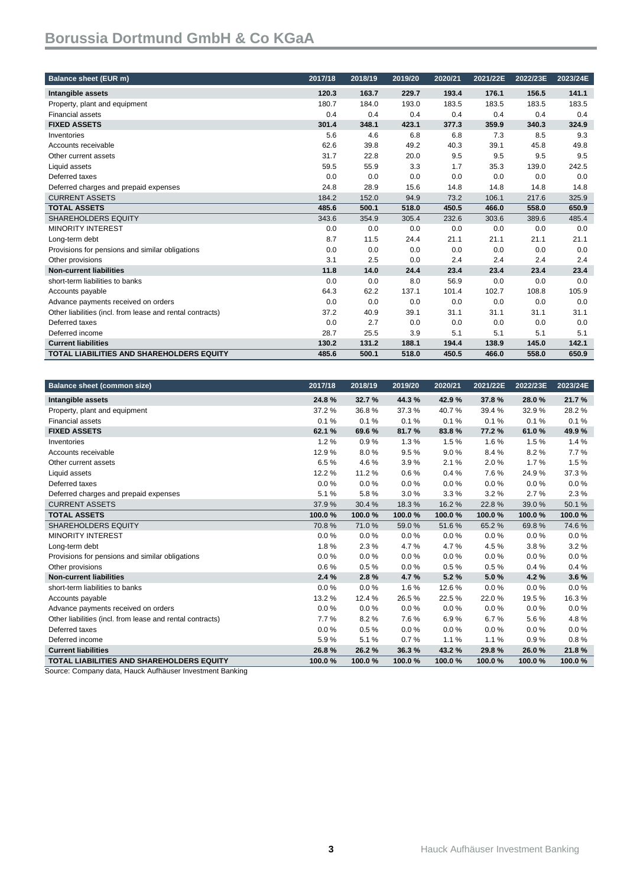# Borussia Dortmund GmbH & Co KGaA

| Balance sheet (EUR m) | 2017/18 | 2018/19 | 2019/20 | 2020/21 | 2021/22E | 2022/23E | 2023/24E |
|---|---|---|---|---|---|---|---|
| **Intangible assets** | **120.3** | **163.7** | **229.7** | **193.4** | **176.1** | **156.5** | **141.1** |
| Property, plant and equipment | 180.7 | 184.0 | 193.0 | 183.5 | 183.5 | 183.5 | 183.5 |
| Financial assets | 0.4 | 0.4 | 0.4 | 0.4 | 0.4 | 0.4 | 0.4 |
| **FIXED ASSETS** | **301.4** | **348.1** | **423.1** | **377.3** | **359.9** | **340.3** | **324.9** |
| Inventories | 5.6 | 4.6 | 6.8 | 6.8 | 7.3 | 8.5 | 9.3 |
| Accounts receivable | 62.6 | 39.8 | 49.2 | 40.3 | 39.1 | 45.8 | 49.8 |
| Other current assets | 31.7 | 22.8 | 20.0 | 9.5 | 9.5 | 9.5 | 9.5 |
| Liquid assets | 59.5 | 55.9 | 3.3 | 1.7 | 35.3 | 139.0 | 242.5 |
| Deferred taxes | 0.0 | 0.0 | 0.0 | 0.0 | 0.0 | 0.0 | 0.0 |
| Deferred charges and prepaid expenses | 24.8 | 28.9 | 15.6 | 14.8 | 14.8 | 14.8 | 14.8 |
| CURRENT ASSETS | 184.2 | 152.0 | 94.9 | 73.2 | 106.1 | 217.6 | 325.9 |
| **TOTAL ASSETS** | **485.6** | **500.1** | **518.0** | **450.5** | **466.0** | **558.0** | **650.9** |
| SHAREHOLDERS EQUITY | 343.6 | 354.9 | 305.4 | 232.6 | 303.6 | 389.6 | 485.4 |
| MINORITY INTEREST | 0.0 | 0.0 | 0.0 | 0.0 | 0.0 | 0.0 | 0.0 |
| Long-term debt | 8.7 | 11.5 | 24.4 | 21.1 | 21.1 | 21.1 | 21.1 |
| Provisions for pensions and similar obligations | 0.0 | 0.0 | 0.0 | 0.0 | 0.0 | 0.0 | 0.0 |
| Other provisions | 3.1 | 2.5 | 0.0 | 2.4 | 2.4 | 2.4 | 2.4 |
| **Non-current liabilities** | **11.8** | **14.0** | **24.4** | **23.4** | **23.4** | **23.4** | **23.4** |
| short-term liabilities to banks | 0.0 | 0.0 | 8.0 | 56.9 | 0.0 | 0.0 | 0.0 |
| Accounts payable | 64.3 | 62.2 | 137.1 | 101.4 | 102.7 | 108.8 | 105.9 |
| Advance payments received on orders | 0.0 | 0.0 | 0.0 | 0.0 | 0.0 | 0.0 | 0.0 |
| Other liabilities (incl. from lease and rental contracts) | 37.2 | 40.9 | 39.1 | 31.1 | 31.1 | 31.1 | 31.1 |
| Deferred taxes | 0.0 | 2.7 | 0.0 | 0.0 | 0.0 | 0.0 | 0.0 |
| Deferred income | 28.7 | 25.5 | 3.9 | 5.1 | 5.1 | 5.1 | 5.1 |
| **Current liabilities** | **130.2** | **131.2** | **188.1** | **194.4** | **138.9** | **145.0** | **142.1** |
| **TOTAL LIABILITIES AND SHAREHOLDERS EQUITY** | **485.6** | **500.1** | **518.0** | **450.5** | **466.0** | **558.0** | **650.9** |

| Balance sheet (common size) | 2017/18 | 2018/19 | 2019/20 | 2020/21 | 2021/22E | 2022/23E | 2023/24E |
|---|---|---|---|---|---|---|---|
| **Intangible assets** | **24.8 %** | **32.7 %** | **44.3 %** | **42.9 %** | **37.8 %** | **28.0 %** | **21.7 %** |
| Property, plant and equipment | 37.2 % | 36.8 % | 37.3 % | 40.7 % | 39.4 % | 32.9 % | 28.2 % |
| Financial assets | 0.1 % | 0.1 % | 0.1 % | 0.1 % | 0.1 % | 0.1 % | 0.1 % |
| **FIXED ASSETS** | **62.1 %** | **69.6 %** | **81.7 %** | **83.8 %** | **77.2 %** | **61.0 %** | **49.9 %** |
| Inventories | 1.2 % | 0.9 % | 1.3 % | 1.5 % | 1.6 % | 1.5 % | 1.4 % |
| Accounts receivable | 12.9 % | 8.0 % | 9.5 % | 9.0 % | 8.4 % | 8.2 % | 7.7 % |
| Other current assets | 6.5 % | 4.6 % | 3.9 % | 2.1 % | 2.0 % | 1.7 % | 1.5 % |
| Liquid assets | 12.2 % | 11.2 % | 0.6 % | 0.4 % | 7.6 % | 24.9 % | 37.3 % |
| Deferred taxes | 0.0 % | 0.0 % | 0.0 % | 0.0 % | 0.0 % | 0.0 % | 0.0 % |
| Deferred charges and prepaid expenses | 5.1 % | 5.8 % | 3.0 % | 3.3 % | 3.2 % | 2.7 % | 2.3 % |
| CURRENT ASSETS | 37.9 % | 30.4 % | 18.3 % | 16.2 % | 22.8 % | 39.0 % | 50.1 % |
| **TOTAL ASSETS** | **100.0 %** | **100.0 %** | **100.0 %** | **100.0 %** | **100.0 %** | **100.0 %** | **100.0 %** |
| SHAREHOLDERS EQUITY | 70.8 % | 71.0 % | 59.0 % | 51.6 % | 65.2 % | 69.8 % | 74.6 % |
| MINORITY INTEREST | 0.0 % | 0.0 % | 0.0 % | 0.0 % | 0.0 % | 0.0 % | 0.0 % |
| Long-term debt | 1.8 % | 2.3 % | 4.7 % | 4.7 % | 4.5 % | 3.8 % | 3.2 % |
| Provisions for pensions and similar obligations | 0.0 % | 0.0 % | 0.0 % | 0.0 % | 0.0 % | 0.0 % | 0.0 % |
| Other provisions | 0.6 % | 0.5 % | 0.0 % | 0.5 % | 0.5 % | 0.4 % | 0.4 % |
| **Non-current liabilities** | **2.4 %** | **2.8 %** | **4.7 %** | **5.2 %** | **5.0 %** | **4.2 %** | **3.6 %** |
| short-term liabilities to banks | 0.0 % | 0.0 % | 1.6 % | 12.6 % | 0.0 % | 0.0 % | 0.0 % |
| Accounts payable | 13.2 % | 12.4 % | 26.5 % | 22.5 % | 22.0 % | 19.5 % | 16.3 % |
| Advance payments received on orders | 0.0 % | 0.0 % | 0.0 % | 0.0 % | 0.0 % | 0.0 % | 0.0 % |
| Other liabilities (incl. from lease and rental contracts) | 7.7 % | 8.2 % | 7.6 % | 6.9 % | 6.7 % | 5.6 % | 4.8 % |
| Deferred taxes | 0.0 % | 0.5 % | 0.0 % | 0.0 % | 0.0 % | 0.0 % | 0.0 % |
| Deferred income | 5.9 % | 5.1 % | 0.7 % | 1.1 % | 1.1 % | 0.9 % | 0.8 % |
| **Current liabilities** | **26.8 %** | **26.2 %** | **36.3 %** | **43.2 %** | **29.8 %** | **26.0 %** | **21.8 %** |
| **TOTAL LIABILITIES AND SHAREHOLDERS EQUITY** | **100.0 %** | **100.0 %** | **100.0 %** | **100.0 %** | **100.0 %** | **100.0 %** | **100.0 %** |

Source: Company data, Hauck Aufhäuser Investment Banking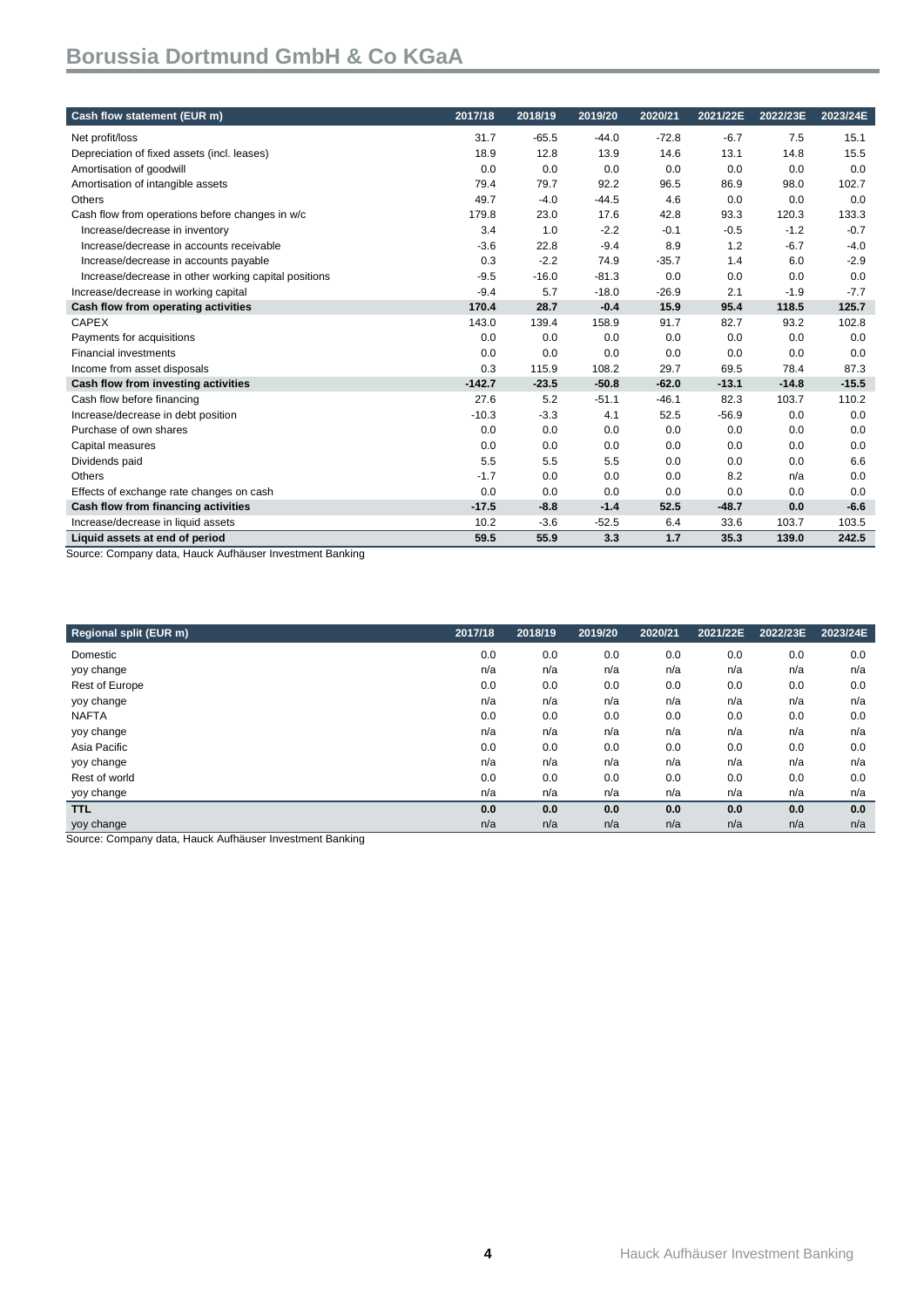# Borussia Dortmund GmbH & Co KGaA

| Cash flow statement (EUR m) | 2017/18 | 2018/19 | 2019/20 | 2020/21 | 2021/22E | 2022/23E | 2023/24E |
|---|---|---|---|---|---|---|---|
| Net profit/loss | 31.7 | -65.5 | -44.0 | -72.8 | -6.7 | 7.5 | 15.1 |
| Depreciation of fixed assets (incl. leases) | 18.9 | 12.8 | 13.9 | 14.6 | 13.1 | 14.8 | 15.5 |
| Amortisation of goodwill | 0.0 | 0.0 | 0.0 | 0.0 | 0.0 | 0.0 | 0.0 |
| Amortisation of intangible assets | 79.4 | 79.7 | 92.2 | 96.5 | 86.9 | 98.0 | 102.7 |
| Others | 49.7 | -4.0 | -44.5 | 4.6 | 0.0 | 0.0 | 0.0 |
| Cash flow from operations before changes in w/c | 179.8 | 23.0 | 17.6 | 42.8 | 93.3 | 120.3 | 133.3 |
| Increase/decrease in inventory | 3.4 | 1.0 | -2.2 | -0.1 | -0.5 | -1.2 | -0.7 |
| Increase/decrease in accounts receivable | -3.6 | 22.8 | -9.4 | 8.9 | 1.2 | -6.7 | -4.0 |
| Increase/decrease in accounts payable | 0.3 | -2.2 | 74.9 | -35.7 | 1.4 | 6.0 | -2.9 |
| Increase/decrease in other working capital positions | -9.5 | -16.0 | -81.3 | 0.0 | 0.0 | 0.0 | 0.0 |
| Increase/decrease in working capital | -9.4 | 5.7 | -18.0 | -26.9 | 2.1 | -1.9 | -7.7 |
| **Cash flow from operating activities** | **170.4** | **28.7** | **-0.4** | **15.9** | **95.4** | **118.5** | **125.7** |
| CAPEX | 143.0 | 139.4 | 158.9 | 91.7 | 82.7 | 93.2 | 102.8 |
| Payments for acquisitions | 0.0 | 0.0 | 0.0 | 0.0 | 0.0 | 0.0 | 0.0 |
| Financial investments | 0.0 | 0.0 | 0.0 | 0.0 | 0.0 | 0.0 | 0.0 |
| Income from asset disposals | 0.3 | 115.9 | 108.2 | 29.7 | 69.5 | 78.4 | 87.3 |
| **Cash flow from investing activities** | **-142.7** | **-23.5** | **-50.8** | **-62.0** | **-13.1** | **-14.8** | **-15.5** |
| Cash flow before financing | 27.6 | 5.2 | -51.1 | -46.1 | 82.3 | 103.7 | 110.2 |
| Increase/decrease in debt position | -10.3 | -3.3 | 4.1 | 52.5 | -56.9 | 0.0 | 0.0 |
| Purchase of own shares | 0.0 | 0.0 | 0.0 | 0.0 | 0.0 | 0.0 | 0.0 |
| Capital measures | 0.0 | 0.0 | 0.0 | 0.0 | 0.0 | 0.0 | 0.0 |
| Dividends paid | 5.5 | 5.5 | 5.5 | 0.0 | 0.0 | 0.0 | 6.6 |
| Others | -1.7 | 0.0 | 0.0 | 0.0 | 8.2 | n/a | 0.0 |
| Effects of exchange rate changes on cash | 0.0 | 0.0 | 0.0 | 0.0 | 0.0 | 0.0 | 0.0 |
| **Cash flow from financing activities** | **-17.5** | **-8.8** | **-1.4** | **52.5** | **-48.7** | **0.0** | **-6.6** |
| Increase/decrease in liquid assets | 10.2 | -3.6 | -52.5 | 6.4 | 33.6 | 103.7 | 103.5 |
| **Liquid assets at end of period** | **59.5** | **55.9** | **3.3** | **1.7** | **35.3** | **139.0** | **242.5** |

Source: Company data, Hauck Aufhäuser Investment Banking

| Regional split (EUR m) | 2017/18 | 2018/19 | 2019/20 | 2020/21 | 2021/22E | 2022/23E | 2023/24E |
|---|---|---|---|---|---|---|---|
| Domestic | 0.0 | 0.0 | 0.0 | 0.0 | 0.0 | 0.0 | 0.0 |
| yoy change | n/a | n/a | n/a | n/a | n/a | n/a | n/a |
| Rest of Europe | 0.0 | 0.0 | 0.0 | 0.0 | 0.0 | 0.0 | 0.0 |
| yoy change | n/a | n/a | n/a | n/a | n/a | n/a | n/a |
| NAFTA | 0.0 | 0.0 | 0.0 | 0.0 | 0.0 | 0.0 | 0.0 |
| yoy change | n/a | n/a | n/a | n/a | n/a | n/a | n/a |
| Asia Pacific | 0.0 | 0.0 | 0.0 | 0.0 | 0.0 | 0.0 | 0.0 |
| yoy change | n/a | n/a | n/a | n/a | n/a | n/a | n/a |
| Rest of world | 0.0 | 0.0 | 0.0 | 0.0 | 0.0 | 0.0 | 0.0 |
| yoy change | n/a | n/a | n/a | n/a | n/a | n/a | n/a |
| **TTL** | **0.0** | **0.0** | **0.0** | **0.0** | **0.0** | **0.0** | **0.0** |
| yoy change | n/a | n/a | n/a | n/a | n/a | n/a | n/a |

Source: Company data, Hauck Aufhäuser Investment Banking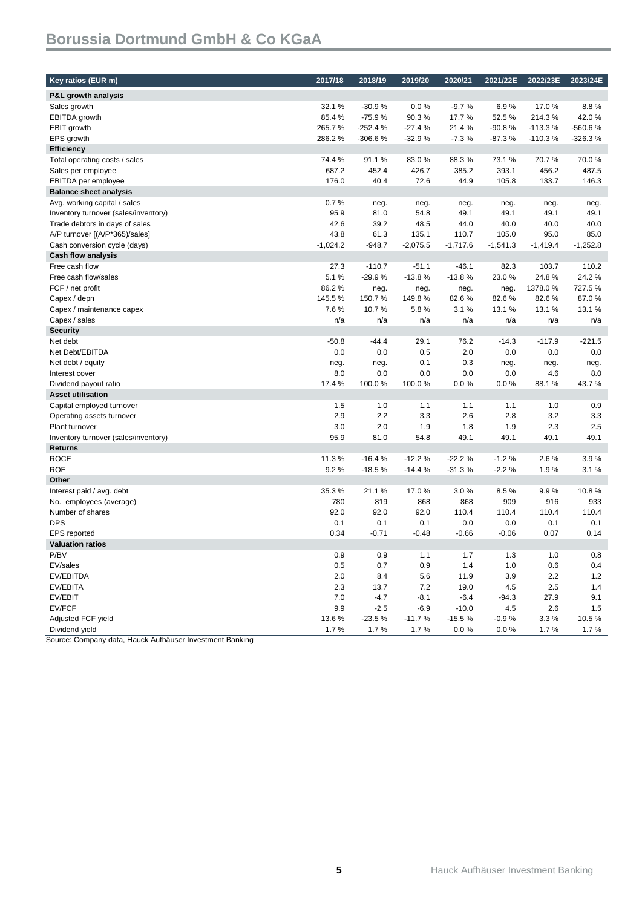# Borussia Dortmund GmbH & Co KGaA

| Key ratios (EUR m) | 2017/18 | 2018/19 | 2019/20 | 2020/21 | 2021/22E | 2022/23E | 2023/24E |
|---|---|---|---|---|---|---|---|
| **P&L growth analysis** | | | | | | | |
| Sales growth | 32.1 % | -30.9 % | 0.0 % | -9.7 % | 6.9 % | 17.0 % | 8.8 % |
| EBITDA growth | 85.4 % | -75.9 % | 90.3 % | 17.7 % | 52.5 % | 214.3 % | 42.0 % |
| EBIT growth | 265.7 % | -252.4 % | -27.4 % | 21.4 % | -90.8 % | -113.3 % | -560.6 % |
| EPS growth | 286.2 % | -306.6 % | -32.9 % | -7.3 % | -87.3 % | -110.3 % | -326.3 % |
| **Efficiency** | | | | | | | |
| Total operating costs / sales | 74.4 % | 91.1 % | 83.0 % | 88.3 % | 73.1 % | 70.7 % | 70.0 % |
| Sales per employee | 687.2 | 452.4 | 426.7 | 385.2 | 393.1 | 456.2 | 487.5 |
| EBITDA per employee | 176.0 | 40.4 | 72.6 | 44.9 | 105.8 | 133.7 | 146.3 |
| **Balance sheet analysis** | | | | | | | |
| Avg. working capital / sales | 0.7 % | neg. | neg. | neg. | neg. | neg. | neg. |
| Inventory turnover (sales/inventory) | 95.9 | 81.0 | 54.8 | 49.1 | 49.1 | 49.1 | 49.1 |
| Trade debtors in days of sales | 42.6 | 39.2 | 48.5 | 44.0 | 40.0 | 40.0 | 40.0 |
| A/P turnover [(A/P*365)/sales] | 43.8 | 61.3 | 135.1 | 110.7 | 105.0 | 95.0 | 85.0 |
| Cash conversion cycle (days) | -1,024.2 | -948.7 | -2,075.5 | -1,717.6 | -1,541.3 | -1,419.4 | -1,252.8 |
| **Cash flow analysis** | | | | | | | |
| Free cash flow | 27.3 | -110.7 | -51.1 | -46.1 | 82.3 | 103.7 | 110.2 |
| Free cash flow/sales | 5.1 % | -29.9 % | -13.8 % | -13.8 % | 23.0 % | 24.8 % | 24.2 % |
| FCF / net profit | 86.2 % | neg. | neg. | neg. | neg. | 1378.0 % | 727.5 % |
| Capex / depn | 145.5 % | 150.7 % | 149.8 % | 82.6 % | 82.6 % | 82.6 % | 87.0 % |
| Capex / maintenance capex | 7.6 % | 10.7 % | 5.8 % | 3.1 % | 13.1 % | 13.1 % | 13.1 % |
| Capex / sales | n/a | n/a | n/a | n/a | n/a | n/a | n/a |
| **Security** | | | | | | | |
| Net debt | -50.8 | -44.4 | 29.1 | 76.2 | -14.3 | -117.9 | -221.5 |
| Net Debt/EBITDA | 0.0 | 0.0 | 0.5 | 2.0 | 0.0 | 0.0 | 0.0 |
| Net debt / equity | neg. | neg. | 0.1 | 0.3 | neg. | neg. | neg. |
| Interest cover | 8.0 | 0.0 | 0.0 | 0.0 | 0.0 | 4.6 | 8.0 |
| Dividend payout ratio | 17.4 % | 100.0 % | 100.0 % | 0.0 % | 0.0 % | 88.1 % | 43.7 % |
| **Asset utilisation** | | | | | | | |
| Capital employed turnover | 1.5 | 1.0 | 1.1 | 1.1 | 1.1 | 1.0 | 0.9 |
| Operating assets turnover | 2.9 | 2.2 | 3.3 | 2.6 | 2.8 | 3.2 | 3.3 |
| Plant turnover | 3.0 | 2.0 | 1.9 | 1.8 | 1.9 | 2.3 | 2.5 |
| Inventory turnover (sales/inventory) | 95.9 | 81.0 | 54.8 | 49.1 | 49.1 | 49.1 | 49.1 |
| **Returns** | | | | | | | |
| ROCE | 11.3 % | -16.4 % | -12.2 % | -22.2 % | -1.2 % | 2.6 % | 3.9 % |
| ROE | 9.2 % | -18.5 % | -14.4 % | -31.3 % | -2.2 % | 1.9 % | 3.1 % |
| **Other** | | | | | | | |
| Interest paid / avg. debt | 35.3 % | 21.1 % | 17.0 % | 3.0 % | 8.5 % | 9.9 % | 10.8 % |
| No. employees (average) | 780 | 819 | 868 | 868 | 909 | 916 | 933 |
| Number of shares | 92.0 | 92.0 | 92.0 | 110.4 | 110.4 | 110.4 | 110.4 |
| DPS | 0.1 | 0.1 | 0.1 | 0.0 | 0.0 | 0.1 | 0.1 |
| EPS reported | 0.34 | -0.71 | -0.48 | -0.66 | -0.06 | 0.07 | 0.14 |
| **Valuation ratios** | | | | | | | |
| P/BV | 0.9 | 0.9 | 1.1 | 1.7 | 1.3 | 1.0 | 0.8 |
| EV/sales | 0.5 | 0.7 | 0.9 | 1.4 | 1.0 | 0.6 | 0.4 |
| EV/EBITDA | 2.0 | 8.4 | 5.6 | 11.9 | 3.9 | 2.2 | 1.2 |
| EV/EBITA | 2.3 | 13.7 | 7.2 | 19.0 | 4.5 | 2.5 | 1.4 |
| EV/EBIT | 7.0 | -4.7 | -8.1 | -6.4 | -94.3 | 27.9 | 9.1 |
| EV/FCF | 9.9 | -2.5 | -6.9 | -10.0 | 4.5 | 2.6 | 1.5 |
| Adjusted FCF yield | 13.6 % | -23.5 % | -11.7 % | -15.5 % | -0.9 % | 3.3 % | 10.5 % |
| Dividend yield | 1.7 % | 1.7 % | 1.7 % | 0.0 % | 0.0 % | 1.7 % | 1.7 % |

Source: Company data, Hauck Aufhäuser Investment Banking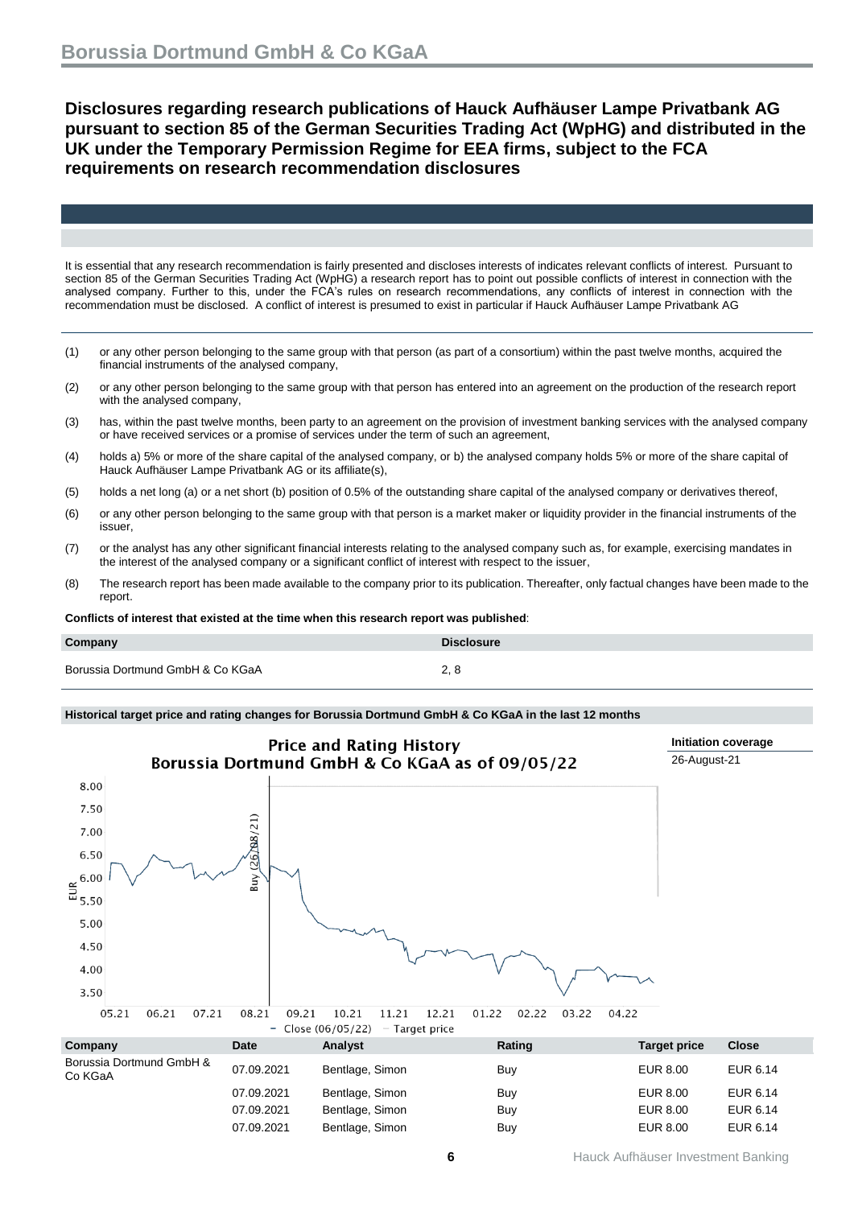# Disclosures regarding research publications of Hauck Aufhäuser Lampe Privatbank AG pursuant to section 85 of the German Securities Trading Act (WpHG) and distributed in the UK under the Temporary Permission Regime for EEA firms, subject to the FCA requirements on research recommendation disclosures

It is essential that any research recommendation is fairly presented and discloses interests of indicates relevant conflicts of interest. Pursuant to section 85 of the German Securities Trading Act (WpHG) a research report has to point out possible conflicts of interest in connection with the analysed company. Further to this, under the FCA's rules on research recommendations, any conflicts of interest in connection with the recommendation must be disclosed. A conflict of interest is presumed to exist in particular if Hauck Aufhäuser Lampe Privatbank AG

(1) or any other person belonging to the same group with that person (as part of a consortium) within the past twelve months, acquired the financial instruments of the analysed company,

(2) or any other person belonging to the same group with that person has entered into an agreement on the production of the research report with the analysed company,

(3) has, within the past twelve months, been party to an agreement on the provision of investment banking services with the analysed company or have received services or a promise of services under the term of such an agreement,

(4) holds a) 5% or more of the share capital of the analysed company, or b) the analysed company holds 5% or more of the share capital of Hauck Aufhäuser Lampe Privatbank AG or its affiliate(s),

(5) holds a net long (a) or a net short (b) position of 0.5% of the outstanding share capital of the analysed company or derivatives thereof,

(6) or any other person belonging to the same group with that person is a market maker or liquidity provider in the financial instruments of the issuer,

(7) or the analyst has any other significant financial interests relating to the analysed company such as, for example, exercising mandates in the interest of the analysed company or a significant conflict of interest with respect to the issuer,

(8) The research report has been made available to the company prior to its publication. Thereafter, only factual changes have been made to the report.

**Conflicts of interest that existed at the time when this research report was published**:

| Company | Disclosure |
|---|---|
| Borussia Dortmund GmbH & Co KGaA | 2, 8 |

**Historical target price and rating changes for Borussia Dortmund GmbH & Co KGaA in the last 12 months**

**Price and Rating History**
**Borussia Dortmund GmbH & Co KGaA as of 09/05/22**

**Initiation coverage**
26-August-21

| Company | Date | Analyst | Rating | Target price | Close |
|---|---|---|---|---|---|
| Borussia Dortmund GmbH & Co KGaA | 07.09.2021 | Bentlage, Simon | Buy | EUR 8.00 | EUR 6.14 |
| | 07.09.2021 | Bentlage, Simon | Buy | EUR 8.00 | EUR 6.14 |
| | 07.09.2021 | Bentlage, Simon | Buy | EUR 8.00 | EUR 6.14 |
| | 07.09.2021 | Bentlage, Simon | Buy | EUR 8.00 | EUR 6.14 |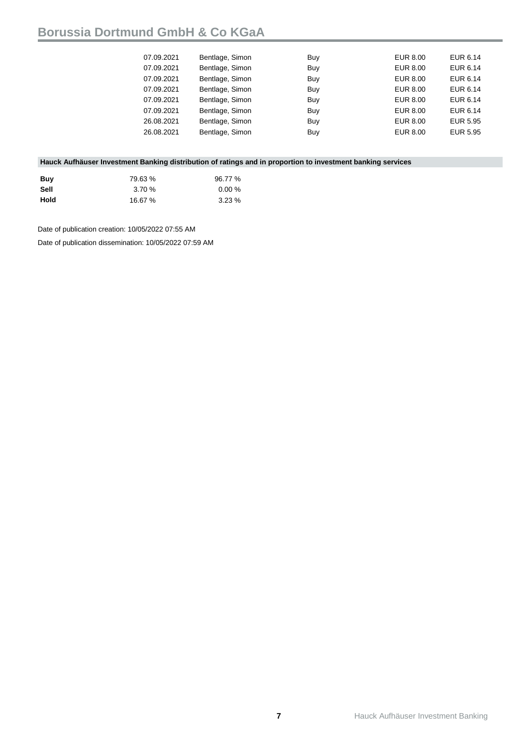| | | | | |
|---|---|---|---|---|
| 07.09.2021 | Bentlage, Simon | Buy | EUR 8.00 | EUR 6.14 |
| 07.09.2021 | Bentlage, Simon | Buy | EUR 8.00 | EUR 6.14 |
| 07.09.2021 | Bentlage, Simon | Buy | EUR 8.00 | EUR 6.14 |
| 07.09.2021 | Bentlage, Simon | Buy | EUR 8.00 | EUR 6.14 |
| 07.09.2021 | Bentlage, Simon | Buy | EUR 8.00 | EUR 6.14 |
| 07.09.2021 | Bentlage, Simon | Buy | EUR 8.00 | EUR 6.14 |
| 26.08.2021 | Bentlage, Simon | Buy | EUR 8.00 | EUR 5.95 |
| 26.08.2021 | Bentlage, Simon | Buy | EUR 8.00 | EUR 5.95 |

**Hauck Aufhäuser Investment Banking distribution of ratings and in proportion to investment banking services**

| | | |
|---|---|---|
| **Buy** | 79.63 % | 96.77 % |
| **Sell** | 3.70 % | 0.00 % |
| **Hold** | 16.67 % | 3.23 % |

Date of publication creation: 10/05/2022 07:55 AM

Date of publication dissemination: 10/05/2022 07:59 AM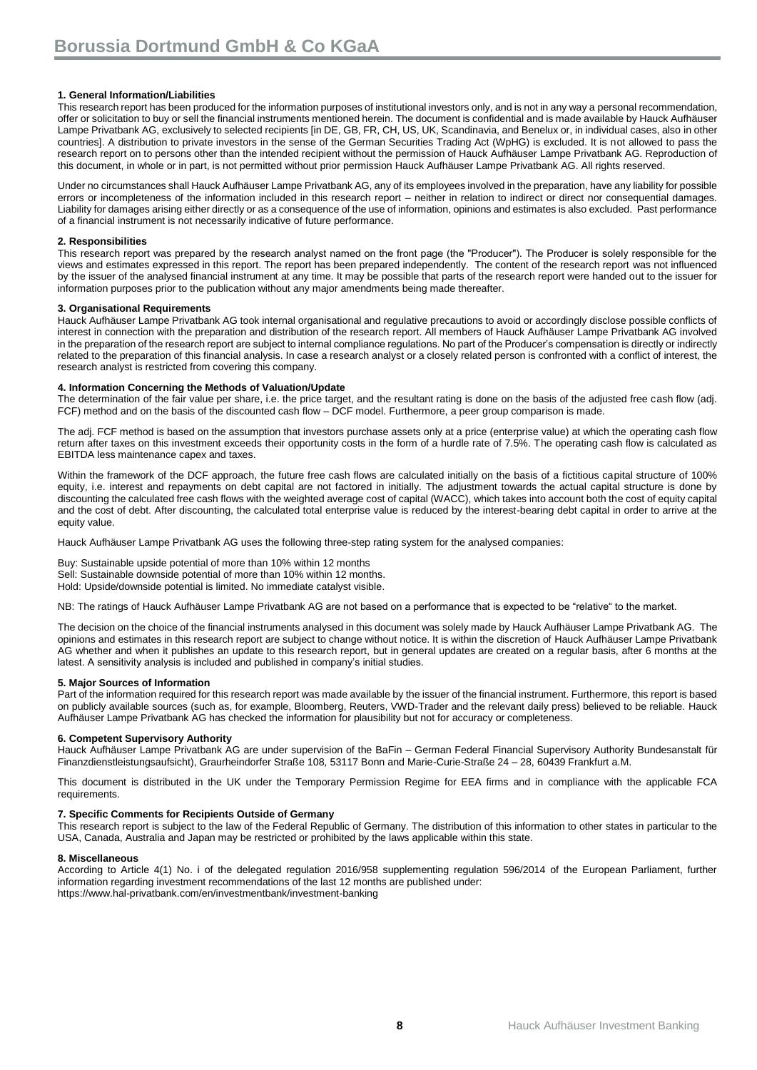# Borussia Dortmund GmbH & Co KGaA

**1. General Information/Liabilities**

This research report has been produced for the information purposes of institutional investors only, and is not in any way a personal recommendation, offer or solicitation to buy or sell the financial instruments mentioned herein. The document is confidential and is made available by Hauck Aufhäuser Lampe Privatbank AG, exclusively to selected recipients [in DE, GB, FR, CH, US, UK, Scandinavia, and Benelux or, in individual cases, also in other countries]. A distribution to private investors in the sense of the German Securities Trading Act (WpHG) is excluded. It is not allowed to pass the research report on to persons other than the intended recipient without the permission of Hauck Aufhäuser Lampe Privatbank AG. Reproduction of this document, in whole or in part, is not permitted without prior permission Hauck Aufhäuser Lampe Privatbank AG. All rights reserved.

Under no circumstances shall Hauck Aufhäuser Lampe Privatbank AG, any of its employees involved in the preparation, have any liability for possible errors or incompleteness of the information included in this research report – neither in relation to indirect or direct nor consequential damages. Liability for damages arising either directly or as a consequence of the use of information, opinions and estimates is also excluded. Past performance of a financial instrument is not necessarily indicative of future performance.

**2. Responsibilities**

This research report was prepared by the research analyst named on the front page (the "Producer"). The Producer is solely responsible for the views and estimates expressed in this report. The report has been prepared independently. The content of the research report was not influenced by the issuer of the analysed financial instrument at any time. It may be possible that parts of the research report were handed out to the issuer for information purposes prior to the publication without any major amendments being made thereafter.

**3. Organisational Requirements**

Hauck Aufhäuser Lampe Privatbank AG took internal organisational and regulative precautions to avoid or accordingly disclose possible conflicts of interest in connection with the preparation and distribution of the research report. All members of Hauck Aufhäuser Lampe Privatbank AG involved in the preparation of the research report are subject to internal compliance regulations. No part of the Producer's compensation is directly or indirectly related to the preparation of this financial analysis. In case a research analyst or a closely related person is confronted with a conflict of interest, the research analyst is restricted from covering this company.

**4. Information Concerning the Methods of Valuation/Update**

The determination of the fair value per share, i.e. the price target, and the resultant rating is done on the basis of the adjusted free cash flow (adj. FCF) method and on the basis of the discounted cash flow – DCF model. Furthermore, a peer group comparison is made.

The adj. FCF method is based on the assumption that investors purchase assets only at a price (enterprise value) at which the operating cash flow return after taxes on this investment exceeds their opportunity costs in the form of a hurdle rate of 7.5%. The operating cash flow is calculated as EBITDA less maintenance capex and taxes.

Within the framework of the DCF approach, the future free cash flows are calculated initially on the basis of a fictitious capital structure of 100% equity, i.e. interest and repayments on debt capital are not factored in initially. The adjustment towards the actual capital structure is done by discounting the calculated free cash flows with the weighted average cost of capital (WACC), which takes into account both the cost of equity capital and the cost of debt. After discounting, the calculated total enterprise value is reduced by the interest-bearing debt capital in order to arrive at the equity value.

Hauck Aufhäuser Lampe Privatbank AG uses the following three-step rating system for the analysed companies:

Buy: Sustainable upside potential of more than 10% within 12 months
Sell: Sustainable downside potential of more than 10% within 12 months.
Hold: Upside/downside potential is limited. No immediate catalyst visible.

NB: The ratings of Hauck Aufhäuser Lampe Privatbank AG are not based on a performance that is expected to be "relative" to the market.

The decision on the choice of the financial instruments analysed in this document was solely made by Hauck Aufhäuser Lampe Privatbank AG. The opinions and estimates in this research report are subject to change without notice. It is within the discretion of Hauck Aufhäuser Lampe Privatbank AG whether and when it publishes an update to this research report, but in general updates are created on a regular basis, after 6 months at the latest. A sensitivity analysis is included and published in company's initial studies.

**5. Major Sources of Information**

Part of the information required for this research report was made available by the issuer of the financial instrument. Furthermore, this report is based on publicly available sources (such as, for example, Bloomberg, Reuters, VWD-Trader and the relevant daily press) believed to be reliable. Hauck Aufhäuser Lampe Privatbank AG has checked the information for plausibility but not for accuracy or completeness.

**6. Competent Supervisory Authority**

Hauck Aufhäuser Lampe Privatbank AG are under supervision of the BaFin – German Federal Financial Supervisory Authority Bundesanstalt für Finanzdienstleistungsaufsicht), Graurheindorfer Straße 108, 53117 Bonn and Marie-Curie-Straße 24 – 28, 60439 Frankfurt a.M.

This document is distributed in the UK under the Temporary Permission Regime for EEA firms and in compliance with the applicable FCA requirements.

**7. Specific Comments for Recipients Outside of Germany**

This research report is subject to the law of the Federal Republic of Germany. The distribution of this information to other states in particular to the USA, Canada, Australia and Japan may be restricted or prohibited by the laws applicable within this state.

**8. Miscellaneous**

According to Article 4(1) No. i of the delegated regulation 2016/958 supplementing regulation 596/2014 of the European Parliament, further information regarding investment recommendations of the last 12 months are published under:
https://www.hal-privatbank.com/en/investmentbank/investment-banking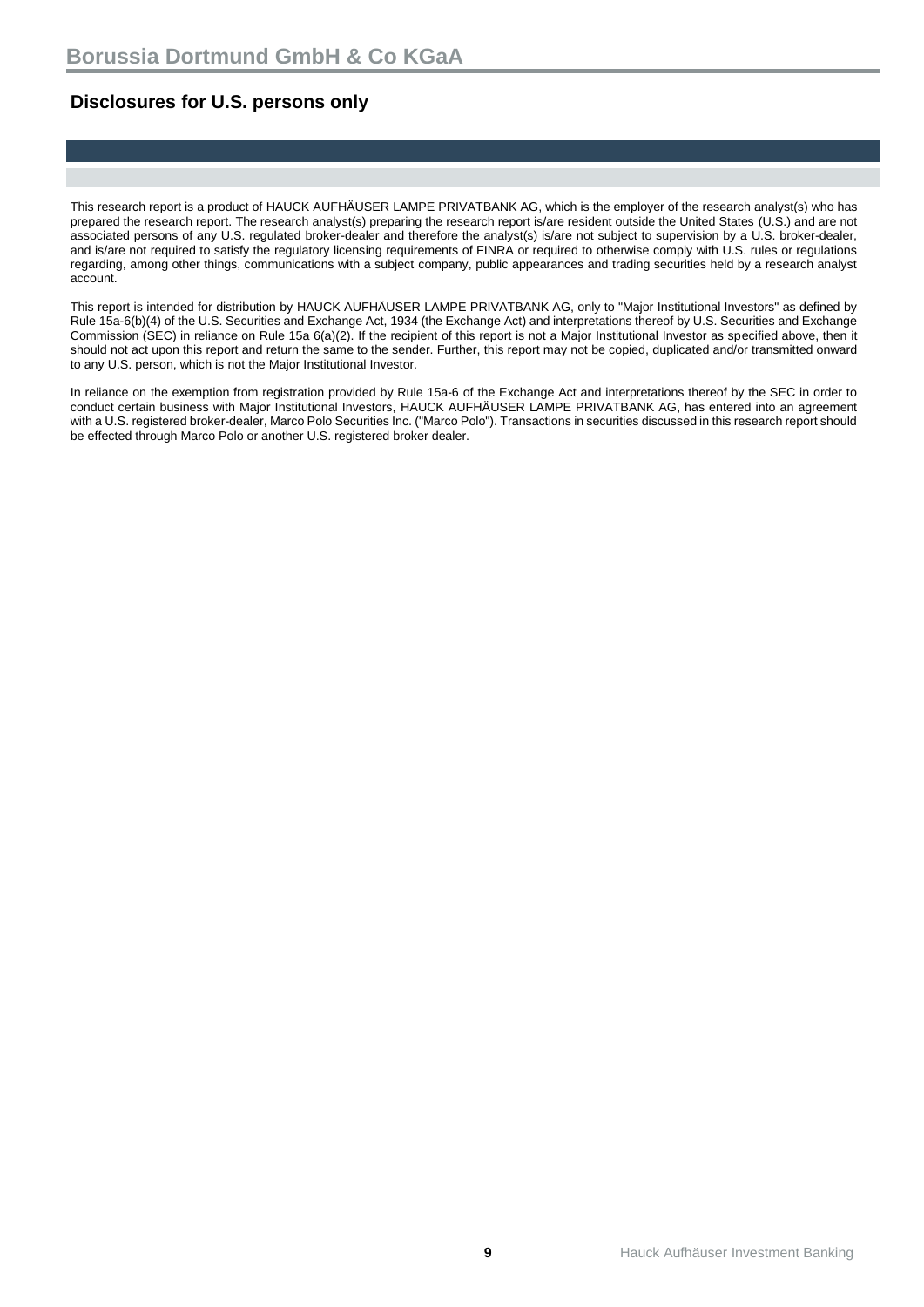## Disclosures for U.S. persons only

This research report is a product of HAUCK AUFHÄUSER LAMPE PRIVATBANK AG, which is the employer of the research analyst(s) who has prepared the research report. The research analyst(s) preparing the research report is/are resident outside the United States (U.S.) and are not associated persons of any U.S. regulated broker-dealer and therefore the analyst(s) is/are not subject to supervision by a U.S. broker-dealer, and is/are not required to satisfy the regulatory licensing requirements of FINRA or required to otherwise comply with U.S. rules or regulations regarding, among other things, communications with a subject company, public appearances and trading securities held by a research analyst account.

This report is intended for distribution by HAUCK AUFHÄUSER LAMPE PRIVATBANK AG, only to "Major Institutional Investors" as defined by Rule 15a-6(b)(4) of the U.S. Securities and Exchange Act, 1934 (the Exchange Act) and interpretations thereof by U.S. Securities and Exchange Commission (SEC) in reliance on Rule 15a 6(a)(2). If the recipient of this report is not a Major Institutional Investor as specified above, then it should not act upon this report and return the same to the sender. Further, this report may not be copied, duplicated and/or transmitted onward to any U.S. person, which is not the Major Institutional Investor.

In reliance on the exemption from registration provided by Rule 15a-6 of the Exchange Act and interpretations thereof by the SEC in order to conduct certain business with Major Institutional Investors, HAUCK AUFHÄUSER LAMPE PRIVATBANK AG, has entered into an agreement with a U.S. registered broker-dealer, Marco Polo Securities Inc. ("Marco Polo"). Transactions in securities discussed in this research report should be effected through Marco Polo or another U.S. registered broker dealer.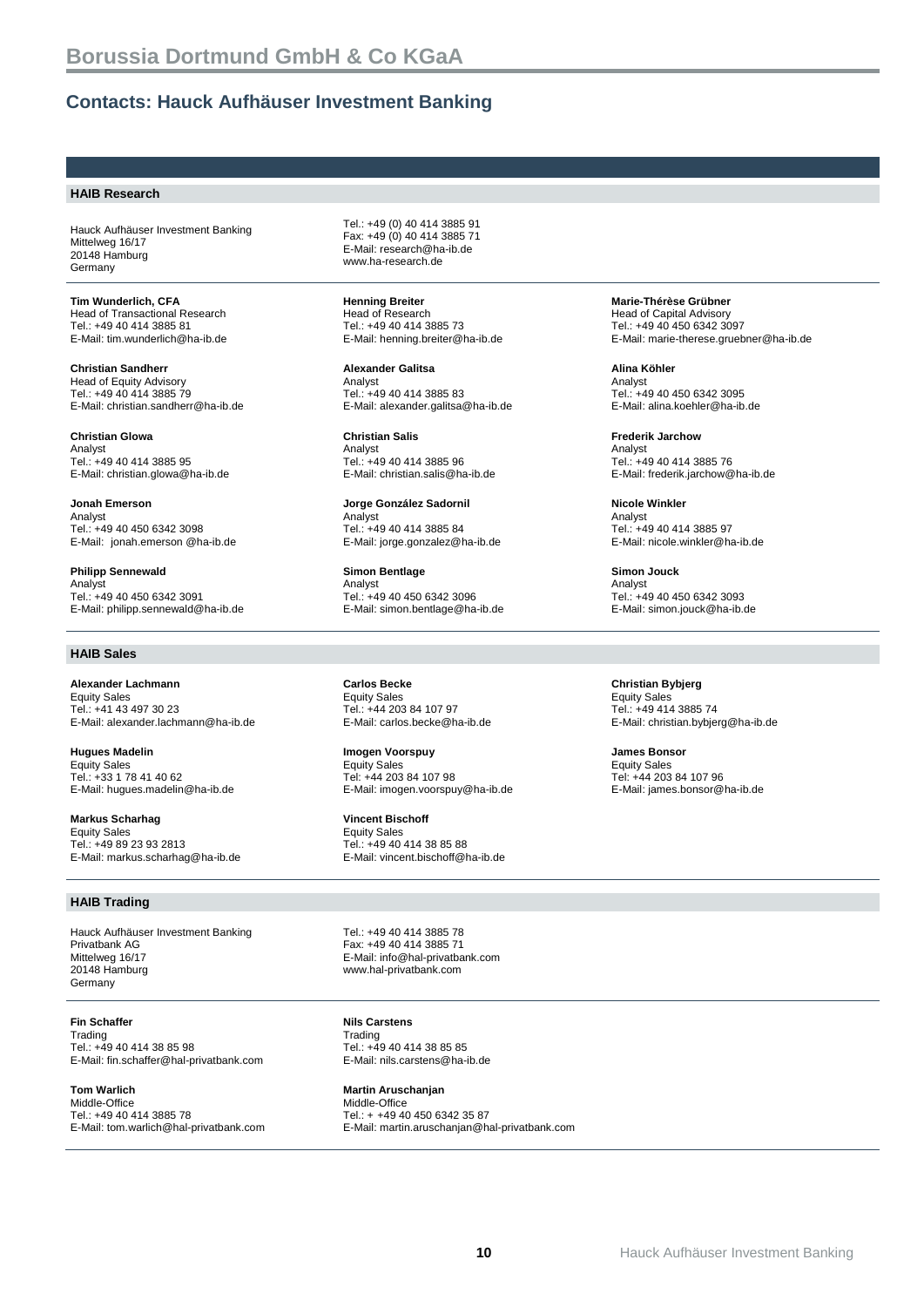# Contacts: Hauck Aufhäuser Investment Banking

## HAIB Research

Hauck Aufhäuser Investment Banking
Mittelweg 16/17
20148 Hamburg
Germany

Tel.: +49 (0) 40 414 3885 91
Fax: +49 (0) 40 414 3885 71
E-Mail: research@ha-ib.de
www.ha-research.de

**Tim Wunderlich, CFA**
Head of Transactional Research
Tel.: +49 40 414 3885 81
E-Mail: tim.wunderlich@ha-ib.de

**Henning Breiter**
Head of Research
Tel.: +49 40 414 3885 73
E-Mail: henning.breiter@ha-ib.de

**Marie-Thérèse Grübner**
Head of Capital Advisory
Tel.: +49 40 450 6342 3097
E-Mail: marie-therese.gruebner@ha-ib.de

**Christian Sandherr**
Head of Equity Advisory
Tel.: +49 40 414 3885 79
E-Mail: christian.sandherr@ha-ib.de

**Alexander Galitsa**
Analyst
Tel.: +49 40 414 3885 83
E-Mail: alexander.galitsa@ha-ib.de

**Alina Köhler**
Analyst
Tel.: +49 40 450 6342 3095
E-Mail: alina.koehler@ha-ib.de

**Christian Glowa**
Analyst
Tel.: +49 40 414 3885 95
E-Mail: christian.glowa@ha-ib.de

**Christian Salis**
Analyst
Tel.: +49 40 414 3885 96
E-Mail: christian.salis@ha-ib.de

**Frederik Jarchow**
Analyst
Tel.: +49 40 414 3885 76
E-Mail: frederik.jarchow@ha-ib.de

**Jonah Emerson**
Analyst
Tel.: +49 40 450 6342 3098
E-Mail: jonah.emerson @ha-ib.de

**Jorge González Sadornil**
Analyst
Tel.: +49 40 414 3885 84
E-Mail: jorge.gonzalez@ha-ib.de

**Nicole Winkler**
Analyst
Tel.: +49 40 414 3885 97
E-Mail: nicole.winkler@ha-ib.de

**Philipp Sennewald**
Analyst
Tel.: +49 40 450 6342 3091
E-Mail: philipp.sennewald@ha-ib.de

**Simon Bentlage**
Analyst
Tel.: +49 40 450 6342 3096
E-Mail: simon.bentlage@ha-ib.de

**Simon Jouck**
Analyst
Tel.: +49 40 450 6342 3093
E-Mail: simon.jouck@ha-ib.de

## HAIB Sales

**Alexander Lachmann**
Equity Sales
Tel.: +41 43 497 30 23
E-Mail: alexander.lachmann@ha-ib.de

**Carlos Becke**
Equity Sales
Tel.: +44 203 84 107 97
E-Mail: carlos.becke@ha-ib.de

**Christian Bybjerg**
Equity Sales
Tel.: +49 414 3885 74
E-Mail: christian.bybjerg@ha-ib.de

**Hugues Madelin**
Equity Sales
Tel.: +33 1 78 41 40 62
E-Mail: hugues.madelin@ha-ib.de

**Imogen Voorspuy**
Equity Sales
Tel: +44 203 84 107 98
E-Mail: imogen.voorspuy@ha-ib.de

**James Bonsor**
Equity Sales
Tel: +44 203 84 107 96
E-Mail: james.bonsor@ha-ib.de

**Markus Scharhag**
Equity Sales
Tel.: +49 89 23 93 2813
E-Mail: markus.scharhag@ha-ib.de

**Vincent Bischoff**
Equity Sales
Tel.: +49 40 414 38 85 88
E-Mail: vincent.bischoff@ha-ib.de

## HAIB Trading

Hauck Aufhäuser Investment Banking
Privatbank AG
Mittelweg 16/17
20148 Hamburg
Germany

Tel.: +49 40 414 3885 78
Fax: +49 40 414 3885 71
E-Mail: info@hal-privatbank.com
www.hal-privatbank.com

**Fin Schaffer**
Trading
Tel.: +49 40 414 38 85 98
E-Mail: fin.schaffer@hal-privatbank.com

**Nils Carstens**
Trading
Tel.: +49 40 414 38 85 85
E-Mail: nils.carstens@ha-ib.de

**Tom Warlich**
Middle-Office
Tel.: +49 40 414 3885 78
E-Mail: tom.warlich@hal-privatbank.com

**Martin Aruschanjan**
Middle-Office
Tel.: + +49 40 450 6342 35 87
E-Mail: martin.aruschanjan@hal-privatbank.com